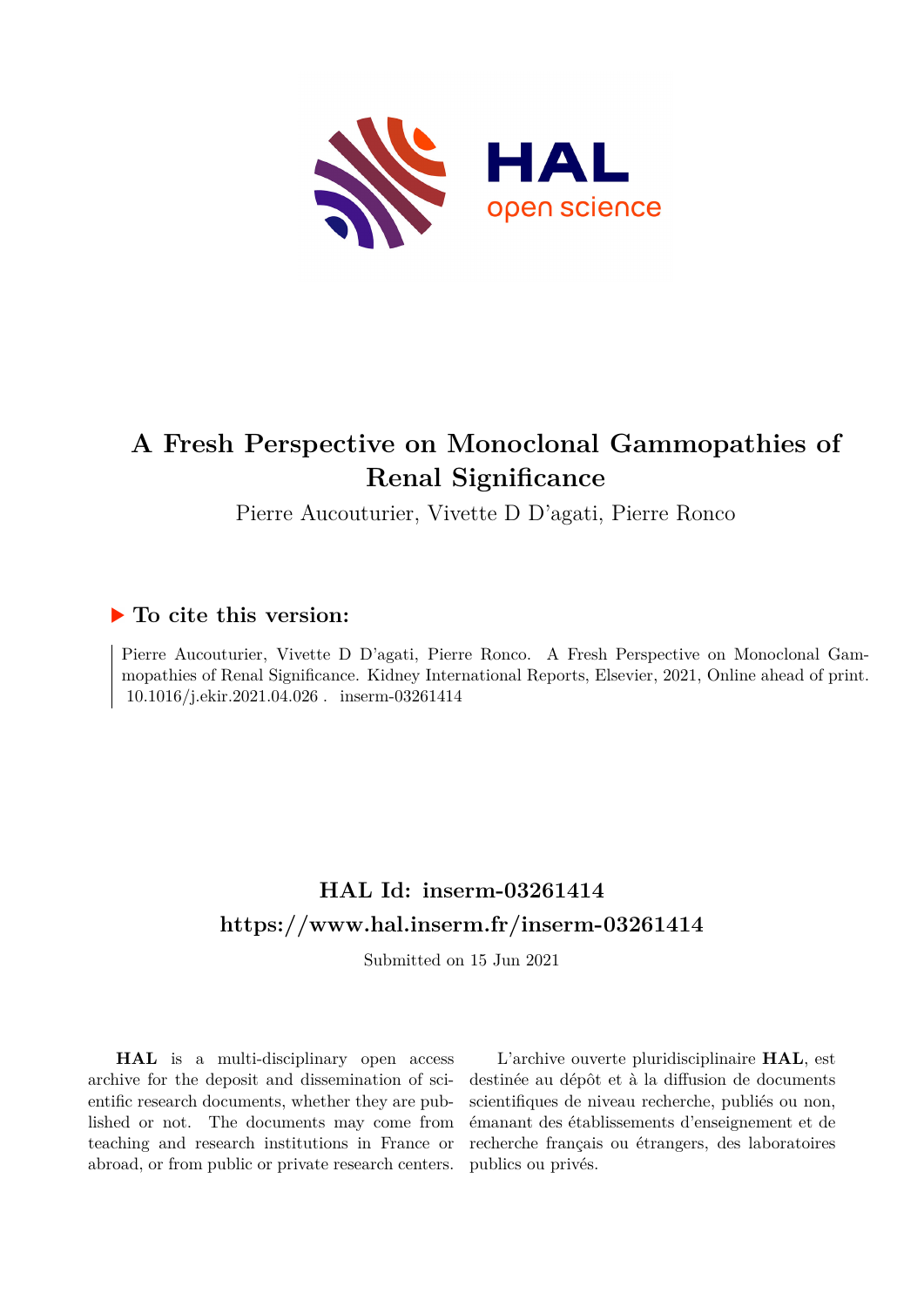# A Fresh Perspective on Monoclonal Gammopathies of Renal Significance

Pierre Aucouturier, Vivette D D'agati, Pierre Ronco

## ▶ To cite this version:

Pierre Aucouturier, Vivette D D'agati, Pierre Ronco. A Fresh Perspective on Monoclonal Gammopathies of Renal Significance. Kidney International Reports, Elsevier, 2021, Online ahead of print. 10.1016/j.ekir.2021.04.026 . inserm-03261414

## HAL Id: inserm-03261414

## https://www.hal.inserm.fr/inserm-03261414

Submitted on 15 Jun 2021

**HAL** is a multi-disciplinary open access archive for the deposit and dissemination of scientific research documents, whether they are published or not. The documents may come from teaching and research institutions in France or abroad, or from public or private research centers.

L'archive ouverte pluridisciplinaire **HAL**, est destinée au dépôt et à la diffusion de documents scientifiques de niveau recherche, publiés ou non, émanant des établissements d'enseignement et de recherche français ou étrangers, des laboratoires publics ou privés.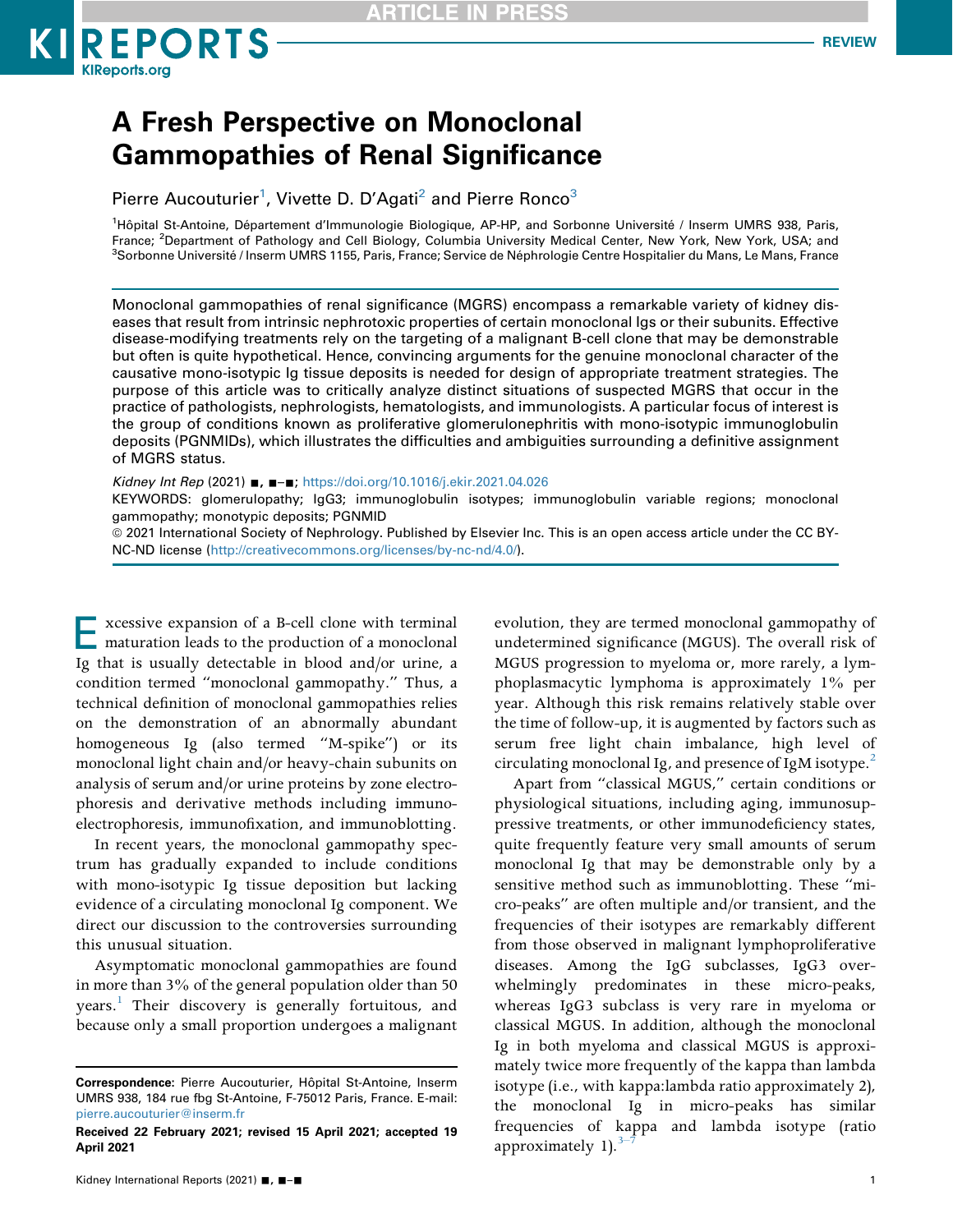# A Fresh Perspective on Monoclonal Gammopathies of Renal Significance

Pierre Aucouturier[1], Vivette D. D'Agati[2] and Pierre Ronco[3]

[1]Hôpital St-Antoine, Département d'Immunologie Biologique, AP-HP, and Sorbonne Université / Inserm UMRS 938, Paris, France; [2]Department of Pathology and Cell Biology, Columbia University Medical Center, New York, New York, USA; and [3]Sorbonne Université / Inserm UMRS 1155, Paris, France; Service de Néphrologie Centre Hospitalier du Mans, Le Mans, France

Monoclonal gammopathies of renal significance (MGRS) encompass a remarkable variety of kidney diseases that result from intrinsic nephrotoxic properties of certain monoclonal Igs or their subunits. Effective disease-modifying treatments rely on the targeting of a malignant B-cell clone that may be demonstrable but often is quite hypothetical. Hence, convincing arguments for the genuine monoclonal character of the causative mono-isotypic Ig tissue deposits is needed for design of appropriate treatment strategies. The purpose of this article was to critically analyze distinct situations of suspected MGRS that occur in the practice of pathologists, nephrologists, hematologists, and immunologists. A particular focus of interest is the group of conditions known as proliferative glomerulonephritis with mono-isotypic immunoglobulin deposits (PGNMIDs), which illustrates the difficulties and ambiguities surrounding a definitive assignment of MGRS status.

*Kidney Int Rep* (2021) ■, ■–■; https://doi.org/10.1016/j.ekir.2021.04.026

KEYWORDS: glomerulopathy; IgG3; immunoglobulin isotypes; immunoglobulin variable regions; monoclonal gammopathy; monotypic deposits; PGNMID

© 2021 International Society of Nephrology. Published by Elsevier Inc. This is an open access article under the CC BY-NC-ND license (http://creativecommons.org/licenses/by-nc-nd/4.0/).

Excessive expansion of a B-cell clone with terminal maturation leads to the production of a monoclonal Ig that is usually detectable in blood and/or urine, a condition termed "monoclonal gammopathy." Thus, a technical definition of monoclonal gammopathies relies on the demonstration of an abnormally abundant homogeneous Ig (also termed "M-spike") or its monoclonal light chain and/or heavy-chain subunits on analysis of serum and/or urine proteins by zone electrophoresis and derivative methods including immunoelectrophoresis, immunofixation, and immunoblotting.

In recent years, the monoclonal gammopathy spectrum has gradually expanded to include conditions with mono-isotypic Ig tissue deposition but lacking evidence of a circulating monoclonal Ig component. We direct our discussion to the controversies surrounding this unusual situation.

Asymptomatic monoclonal gammopathies are found in more than 3% of the general population older than 50 years.[1] Their discovery is generally fortuitous, and because only a small proportion undergoes a malignant evolution, they are termed monoclonal gammopathy of undetermined significance (MGUS). The overall risk of MGUS progression to myeloma or, more rarely, a lymphoplasmacytic lymphoma is approximately 1% per year. Although this risk remains relatively stable over the time of follow-up, it is augmented by factors such as serum free light chain imbalance, high level of circulating monoclonal Ig, and presence of IgM isotype.[2]

Apart from "classical MGUS," certain conditions or physiological situations, including aging, immunosuppressive treatments, or other immunodeficiency states, quite frequently feature very small amounts of serum monoclonal Ig that may be demonstrable only by a sensitive method such as immunoblotting. These "micro-peaks" are often multiple and/or transient, and the frequencies of their isotypes are remarkably different from those observed in malignant lymphoproliferative diseases. Among the IgG subclasses, IgG3 overwhelmingly predominates in these micro-peaks, whereas IgG3 subclass is very rare in myeloma or classical MGUS. In addition, although the monoclonal Ig in both myeloma and classical MGUS is approximately twice more frequently of the kappa than lambda isotype (i.e., with kappa:lambda ratio approximately 2), the monoclonal Ig in micro-peaks has similar frequencies of kappa and lambda isotype (ratio approximately 1).[3–7]

**Correspondence:** Pierre Aucouturier, Hôpital St-Antoine, Inserm UMRS 938, 184 rue fbg St-Antoine, F-75012 Paris, France. E-mail: pierre.aucouturier@inserm.fr

**Received 22 February 2021; revised 15 April 2021; accepted 19 April 2021**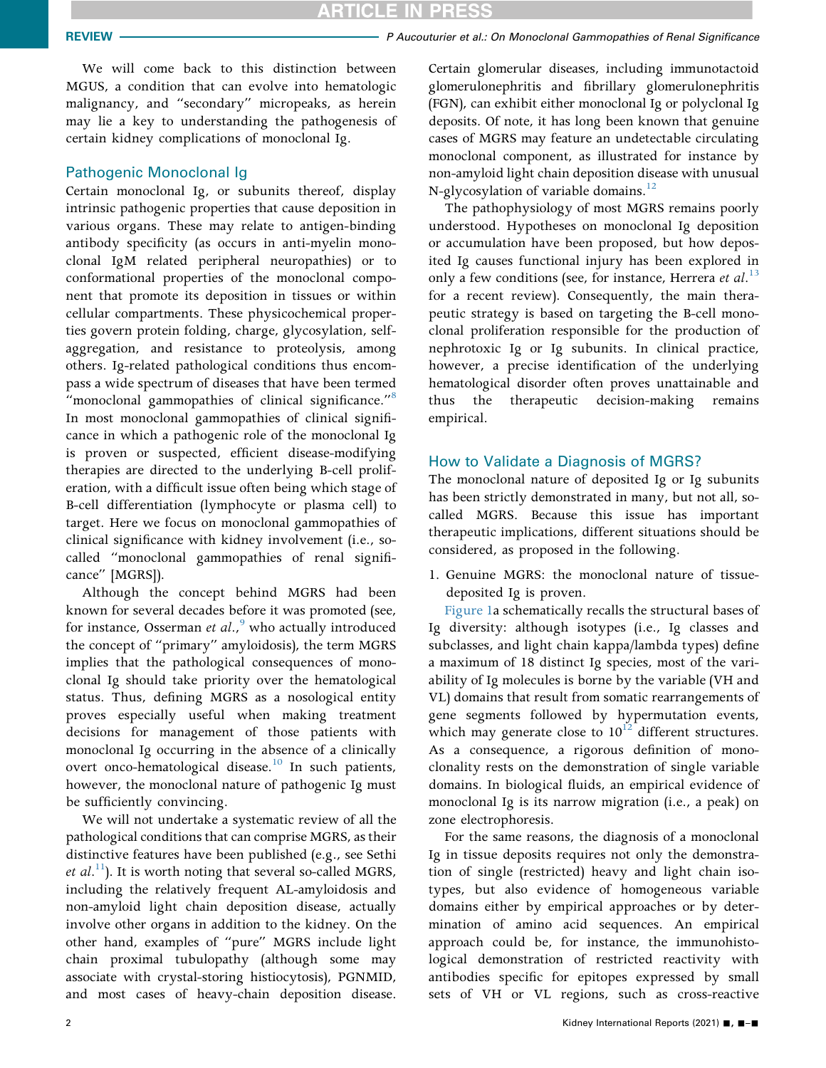We will come back to this distinction between MGUS, a condition that can evolve into hematologic malignancy, and "secondary" micropeaks, as herein may lie a key to understanding the pathogenesis of certain kidney complications of monoclonal Ig.

## Pathogenic Monoclonal Ig

Certain monoclonal Ig, or subunits thereof, display intrinsic pathogenic properties that cause deposition in various organs. These may relate to antigen-binding antibody specificity (as occurs in anti-myelin monoclonal IgM related peripheral neuropathies) or to conformational properties of the monoclonal component that promote its deposition in tissues or within cellular compartments. These physicochemical properties govern protein folding, charge, glycosylation, self-aggregation, and resistance to proteolysis, among others. Ig-related pathological conditions thus encompass a wide spectrum of diseases that have been termed "monoclonal gammopathies of clinical significance."[8] In most monoclonal gammopathies of clinical significance in which a pathogenic role of the monoclonal Ig is proven or suspected, efficient disease-modifying therapies are directed to the underlying B-cell proliferation, with a difficult issue often being which stage of B-cell differentiation (lymphocyte or plasma cell) to target. Here we focus on monoclonal gammopathies of clinical significance with kidney involvement (i.e., so-called "monoclonal gammopathies of renal significance" [MGRS]).

Although the concept behind MGRS had been known for several decades before it was promoted (see, for instance, Osserman *et al.*,[9] who actually introduced the concept of "primary" amyloidosis), the term MGRS implies that the pathological consequences of monoclonal Ig should take priority over the hematological status. Thus, defining MGRS as a nosological entity proves especially useful when making treatment decisions for management of those patients with monoclonal Ig occurring in the absence of a clinically overt onco-hematological disease.[10] In such patients, however, the monoclonal nature of pathogenic Ig must be sufficiently convincing.

We will not undertake a systematic review of all the pathological conditions that can comprise MGRS, as their distinctive features have been published (e.g., see Sethi *et al.*[11]). It is worth noting that several so-called MGRS, including the relatively frequent AL-amyloidosis and non-amyloid light chain deposition disease, actually involve other organs in addition to the kidney. On the other hand, examples of "pure" MGRS include light chain proximal tubulopathy (although some may associate with crystal-storing histiocytosis), PGNMID, and most cases of heavy-chain deposition disease. Certain glomerular diseases, including immunotactoid glomerulonephritis and fibrillary glomerulonephritis (FGN), can exhibit either monoclonal Ig or polyclonal Ig deposits. Of note, it has long been known that genuine cases of MGRS may feature an undetectable circulating monoclonal component, as illustrated for instance by non-amyloid light chain deposition disease with unusual N-glycosylation of variable domains.[12]

The pathophysiology of most MGRS remains poorly understood. Hypotheses on monoclonal Ig deposition or accumulation have been proposed, but how deposited Ig causes functional injury has been explored in only a few conditions (see, for instance, Herrera *et al.*[13] for a recent review). Consequently, the main therapeutic strategy is based on targeting the B-cell monoclonal proliferation responsible for the production of nephrotoxic Ig or Ig subunits. In clinical practice, however, a precise identification of the underlying hematological disorder often proves unattainable and thus the therapeutic decision-making remains empirical.

## How to Validate a Diagnosis of MGRS?

The monoclonal nature of deposited Ig or Ig subunits has been strictly demonstrated in many, but not all, so-called MGRS. Because this issue has important therapeutic implications, different situations should be considered, as proposed in the following.

1. Genuine MGRS: the monoclonal nature of tissue-deposited Ig is proven.

Figure 1a schematically recalls the structural bases of Ig diversity: although isotypes (i.e., Ig classes and subclasses, and light chain kappa/lambda types) define a maximum of 18 distinct Ig species, most of the variability of Ig molecules is borne by the variable (VH and VL) domains that result from somatic rearrangements of gene segments followed by hypermutation events, which may generate close to $10^{12}$ different structures. As a consequence, a rigorous definition of monoclonality rests on the demonstration of single variable domains. In biological fluids, an empirical evidence of monoclonal Ig is its narrow migration (i.e., a peak) on zone electrophoresis.

For the same reasons, the diagnosis of a monoclonal Ig in tissue deposits requires not only the demonstration of single (restricted) heavy and light chain isotypes, but also evidence of homogeneous variable domains either by empirical approaches or by determination of amino acid sequences. An empirical approach could be, for instance, the immunohistological demonstration of restricted reactivity with antibodies specific for epitopes expressed by small sets of VH or VL regions, such as cross-reactive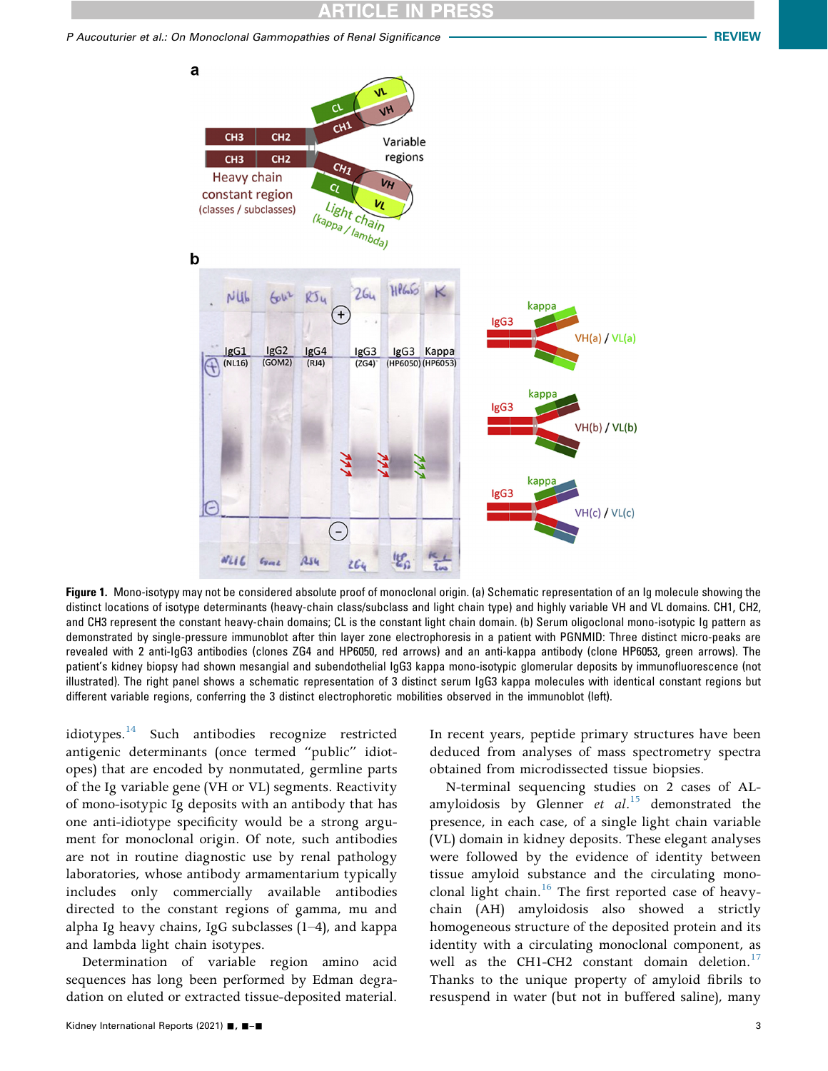Figure 1. Mono-isotypy may not be considered absolute proof of monoclonal origin. (a) Schematic representation of an Ig molecule showing the distinct locations of isotype determinants (heavy-chain class/subclass and light chain type) and highly variable VH and VL domains. CH1, CH2, and CH3 represent the constant heavy-chain domains; CL is the constant light chain domain. (b) Serum oligoclonal mono-isotypic Ig pattern as demonstrated by single-pressure immunoblot after thin layer zone electrophoresis in a patient with PGNMID: Three distinct micro-peaks are revealed with 2 anti-IgG3 antibodies (clones ZG4 and HP6050, red arrows) and an anti-kappa antibody (clone HP6053, green arrows). The patient's kidney biopsy had shown mesangial and subendothelial IgG3 kappa mono-isotypic glomerular deposits by immunofluorescence (not illustrated). The right panel shows a schematic representation of 3 distinct serum IgG3 kappa molecules with identical constant regions but different variable regions, conferring the 3 distinct electrophoretic mobilities observed in the immunoblot (left).

idiotypes.[14] Such antibodies recognize restricted antigenic determinants (once termed "public" idiotopes) that are encoded by nonmutated, germline parts of the Ig variable gene (VH or VL) segments. Reactivity of mono-isotypic Ig deposits with an antibody that has one anti-idiotype specificity would be a strong argument for monoclonal origin. Of note, such antibodies are not in routine diagnostic use by renal pathology laboratories, whose antibody armamentarium typically includes only commercially available antibodies directed to the constant regions of gamma, mu and alpha Ig heavy chains, IgG subclasses (1–4), and kappa and lambda light chain isotypes.

Determination of variable region amino acid sequences has long been performed by Edman degradation on eluted or extracted tissue-deposited material. In recent years, peptide primary structures have been deduced from analyses of mass spectrometry spectra obtained from microdissected tissue biopsies.

N-terminal sequencing studies on 2 cases of AL-amyloidosis by Glenner *et al.*[15] demonstrated the presence, in each case, of a single light chain variable (VL) domain in kidney deposits. These elegant analyses were followed by the evidence of identity between tissue amyloid substance and the circulating monoclonal light chain.[16] The first reported case of heavy-chain (AH) amyloidosis also showed a strictly homogeneous structure of the deposited protein and its identity with a circulating monoclonal component, as well as the CH1-CH2 constant domain deletion.[17] Thanks to the unique property of amyloid fibrils to resuspend in water (but not in buffered saline), many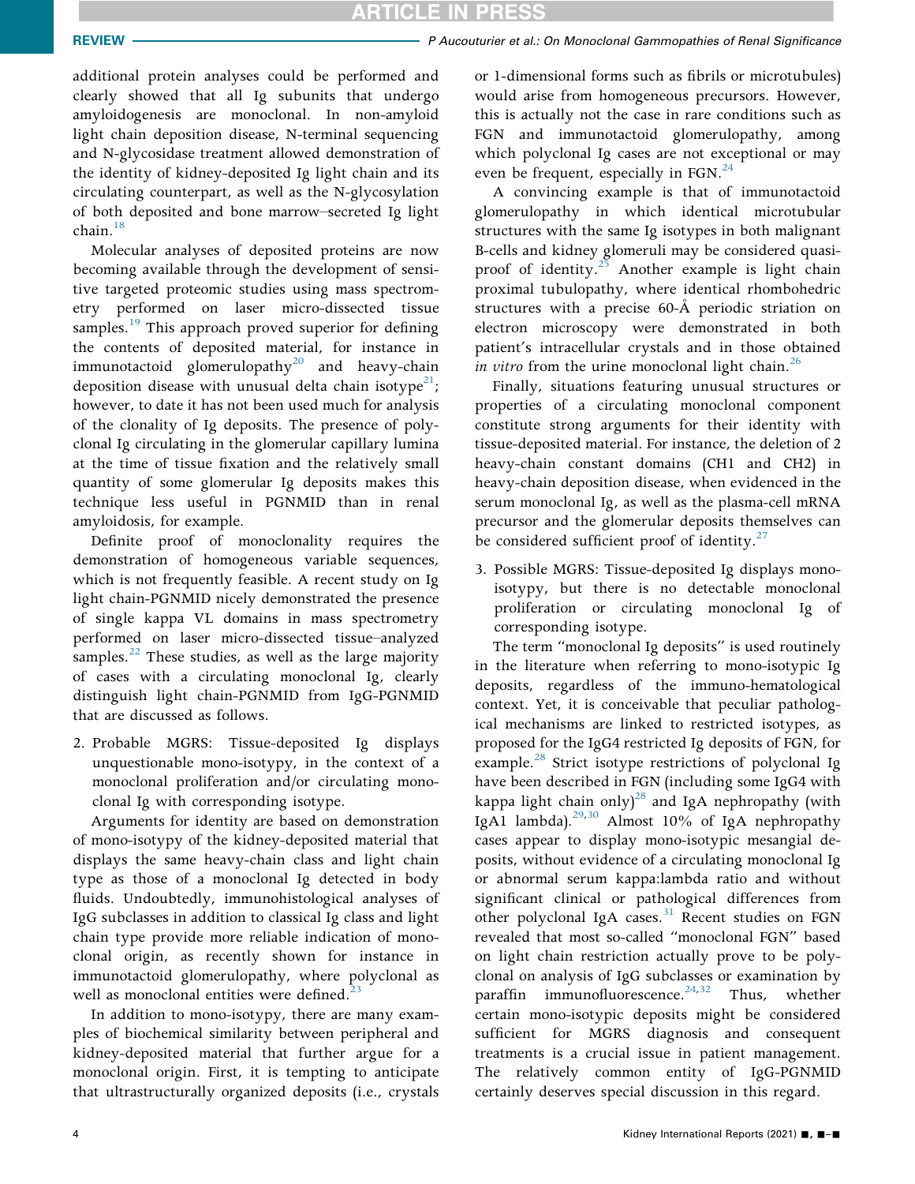additional protein analyses could be performed and clearly showed that all Ig subunits that undergo amyloidogenesis are monoclonal. In non-amyloid light chain deposition disease, N-terminal sequencing and N-glycosidase treatment allowed demonstration of the identity of kidney-deposited Ig light chain and its circulating counterpart, as well as the N-glycosylation of both deposited and bone marrow–secreted Ig light chain.[18]

Molecular analyses of deposited proteins are now becoming available through the development of sensitive targeted proteomic studies using mass spectrometry performed on laser micro-dissected tissue samples.[19] This approach proved superior for defining the contents of deposited material, for instance in immunotactoid glomerulopathy[20] and heavy-chain deposition disease with unusual delta chain isotype[21]; however, to date it has not been used much for analysis of the clonality of Ig deposits. The presence of polyclonal Ig circulating in the glomerular capillary lumina at the time of tissue fixation and the relatively small quantity of some glomerular Ig deposits makes this technique less useful in PGNMID than in renal amyloidosis, for example.

Definite proof of monoclonality requires the demonstration of homogeneous variable sequences, which is not frequently feasible. A recent study on Ig light chain-PGNMID nicely demonstrated the presence of single kappa VL domains in mass spectrometry performed on laser micro-dissected tissue–analyzed samples.[22] These studies, as well as the large majority of cases with a circulating monoclonal Ig, clearly distinguish light chain-PGNMID from IgG-PGNMID that are discussed as follows.

2. Probable MGRS: Tissue-deposited Ig displays unquestionable mono-isotypy, in the context of a monoclonal proliferation and/or circulating monoclonal Ig with corresponding isotype.

Arguments for identity are based on demonstration of mono-isotypy of the kidney-deposited material that displays the same heavy-chain class and light chain type as those of a monoclonal Ig detected in body fluids. Undoubtedly, immunohistological analyses of IgG subclasses in addition to classical Ig class and light chain type provide more reliable indication of monoclonal origin, as recently shown for instance in immunotactoid glomerulopathy, where polyclonal as well as monoclonal entities were defined.[23]

In addition to mono-isotypy, there are many examples of biochemical similarity between peripheral and kidney-deposited material that further argue for a monoclonal origin. First, it is tempting to anticipate that ultrastructurally organized deposits (i.e., crystals or 1-dimensional forms such as fibrils or microtubules) would arise from homogeneous precursors. However, this is actually not the case in rare conditions such as FGN and immunotactoid glomerulopathy, among which polyclonal Ig cases are not exceptional or may even be frequent, especially in FGN.[24]

A convincing example is that of immunotactoid glomerulopathy in which identical microtubular structures with the same Ig isotypes in both malignant B-cells and kidney glomeruli may be considered quasi-proof of identity.[25] Another example is light chain proximal tubulopathy, where identical rhombohedric structures with a precise 60-Å periodic striation on electron microscopy were demonstrated in both patient's intracellular crystals and in those obtained *in vitro* from the urine monoclonal light chain.[26]

Finally, situations featuring unusual structures or properties of a circulating monoclonal component constitute strong arguments for their identity with tissue-deposited material. For instance, the deletion of 2 heavy-chain constant domains (CH1 and CH2) in heavy-chain deposition disease, when evidenced in the serum monoclonal Ig, as well as the plasma-cell mRNA precursor and the glomerular deposits themselves can be considered sufficient proof of identity.[27]

3. Possible MGRS: Tissue-deposited Ig displays mono-isotypy, but there is no detectable monoclonal proliferation or circulating monoclonal Ig of corresponding isotype.

The term "monoclonal Ig deposits" is used routinely in the literature when referring to mono-isotypic Ig deposits, regardless of the immuno-hematological context. Yet, it is conceivable that peculiar pathological mechanisms are linked to restricted isotypes, as proposed for the IgG4 restricted Ig deposits of FGN, for example.[28] Strict isotype restrictions of polyclonal Ig have been described in FGN (including some IgG4 with kappa light chain only)[28] and IgA nephropathy (with IgA1 lambda).[29,30] Almost 10% of IgA nephropathy cases appear to display mono-isotypic mesangial deposits, without evidence of a circulating monoclonal Ig or abnormal serum kappa:lambda ratio and without significant clinical or pathological differences from other polyclonal IgA cases.[31] Recent studies on FGN revealed that most so-called "monoclonal FGN" based on light chain restriction actually prove to be polyclonal on analysis of IgG subclasses or examination by paraffin immunofluorescence.[24,32] Thus, whether certain mono-isotypic deposits might be considered sufficient for MGRS diagnosis and consequent treatments is a crucial issue in patient management. The relatively common entity of IgG-PGNMID certainly deserves special discussion in this regard.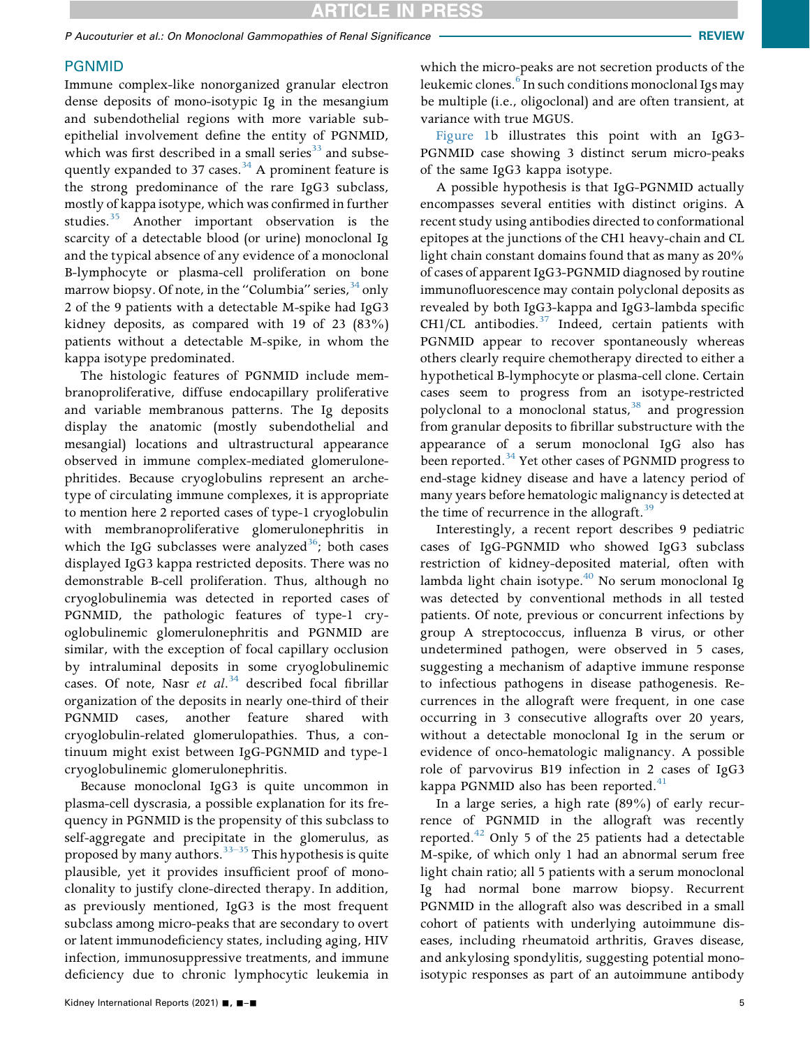## PGNMID

Immune complex-like nonorganized granular electron dense deposits of mono-isotypic Ig in the mesangium and subendothelial regions with more variable subepithelial involvement define the entity of PGNMID, which was first described in a small series[33] and subsequently expanded to 37 cases.[34] A prominent feature is the strong predominance of the rare IgG3 subclass, mostly of kappa isotype, which was confirmed in further studies.[35] Another important observation is the scarcity of a detectable blood (or urine) monoclonal Ig and the typical absence of any evidence of a monoclonal B-lymphocyte or plasma-cell proliferation on bone marrow biopsy. Of note, in the "Columbia" series,[34] only 2 of the 9 patients with a detectable M-spike had IgG3 kidney deposits, as compared with 19 of 23 (83%) patients without a detectable M-spike, in whom the kappa isotype predominated.

The histologic features of PGNMID include membranoproliferative, diffuse endocapillary proliferative and variable membranous patterns. The Ig deposits display the anatomic (mostly subendothelial and mesangial) locations and ultrastructural appearance observed in immune complex-mediated glomerulonephritides. Because cryoglobulins represent an archetype of circulating immune complexes, it is appropriate to mention here 2 reported cases of type-1 cryoglobulin with membranoproliferative glomerulonephritis in which the IgG subclasses were analyzed[36]; both cases displayed IgG3 kappa restricted deposits. There was no demonstrable B-cell proliferation. Thus, although no cryoglobulinemia was detected in reported cases of PGNMID, the pathologic features of type-1 cryoglobulinemic glomerulonephritis and PGNMID are similar, with the exception of focal capillary occlusion by intraluminal deposits in some cryoglobulinemic cases. Of note, Nasr *et al.*[34] described focal fibrillar organization of the deposits in nearly one-third of their PGNMID cases, another feature shared with cryoglobulin-related glomerulopathies. Thus, a continuum might exist between IgG-PGNMID and type-1 cryoglobulinemic glomerulonephritis.

Because monoclonal IgG3 is quite uncommon in plasma-cell dyscrasia, a possible explanation for its frequency in PGNMID is the propensity of this subclass to self-aggregate and precipitate in the glomerulus, as proposed by many authors.[33–35] This hypothesis is quite plausible, yet it provides insufficient proof of monoclonality to justify clone-directed therapy. In addition, as previously mentioned, IgG3 is the most frequent subclass among micro-peaks that are secondary to overt or latent immunodeficiency states, including aging, HIV infection, immunosuppressive treatments, and immune deficiency due to chronic lymphocytic leukemia in which the micro-peaks are not secretion products of the leukemic clones.[6] In such conditions monoclonal Igs may be multiple (i.e., oligoclonal) and are often transient, at variance with true MGUS.

Figure 1b illustrates this point with an IgG3-PGNMID case showing 3 distinct serum micro-peaks of the same IgG3 kappa isotype.

A possible hypothesis is that IgG-PGNMID actually encompasses several entities with distinct origins. A recent study using antibodies directed to conformational epitopes at the junctions of the CH1 heavy-chain and CL light chain constant domains found that as many as 20% of cases of apparent IgG3-PGNMID diagnosed by routine immunofluorescence may contain polyclonal deposits as revealed by both IgG3-kappa and IgG3-lambda specific CH1/CL antibodies.[37] Indeed, certain patients with PGNMID appear to recover spontaneously whereas others clearly require chemotherapy directed to either a hypothetical B-lymphocyte or plasma-cell clone. Certain cases seem to progress from an isotype-restricted polyclonal to a monoclonal status,[38] and progression from granular deposits to fibrillar substructure with the appearance of a serum monoclonal IgG also has been reported.[34] Yet other cases of PGNMID progress to end-stage kidney disease and have a latency period of many years before hematologic malignancy is detected at the time of recurrence in the allograft.[39]

Interestingly, a recent report describes 9 pediatric cases of IgG-PGNMID who showed IgG3 subclass restriction of kidney-deposited material, often with lambda light chain isotype.[40] No serum monoclonal Ig was detected by conventional methods in all tested patients. Of note, previous or concurrent infections by group A streptococcus, influenza B virus, or other undetermined pathogen, were observed in 5 cases, suggesting a mechanism of adaptive immune response to infectious pathogens in disease pathogenesis. Recurrences in the allograft were frequent, in one case occurring in 3 consecutive allografts over 20 years, without a detectable monoclonal Ig in the serum or evidence of onco-hematologic malignancy. A possible role of parvovirus B19 infection in 2 cases of IgG3 kappa PGNMID also has been reported.[41]

In a large series, a high rate (89%) of early recurrence of PGNMID in the allograft was recently reported.[42] Only 5 of the 25 patients had a detectable M-spike, of which only 1 had an abnormal serum free light chain ratio; all 5 patients with a serum monoclonal Ig had normal bone marrow biopsy. Recurrent PGNMID in the allograft also was described in a small cohort of patients with underlying autoimmune diseases, including rheumatoid arthritis, Graves disease, and ankylosing spondylitis, suggesting potential mono-isotypic responses as part of an autoimmune antibody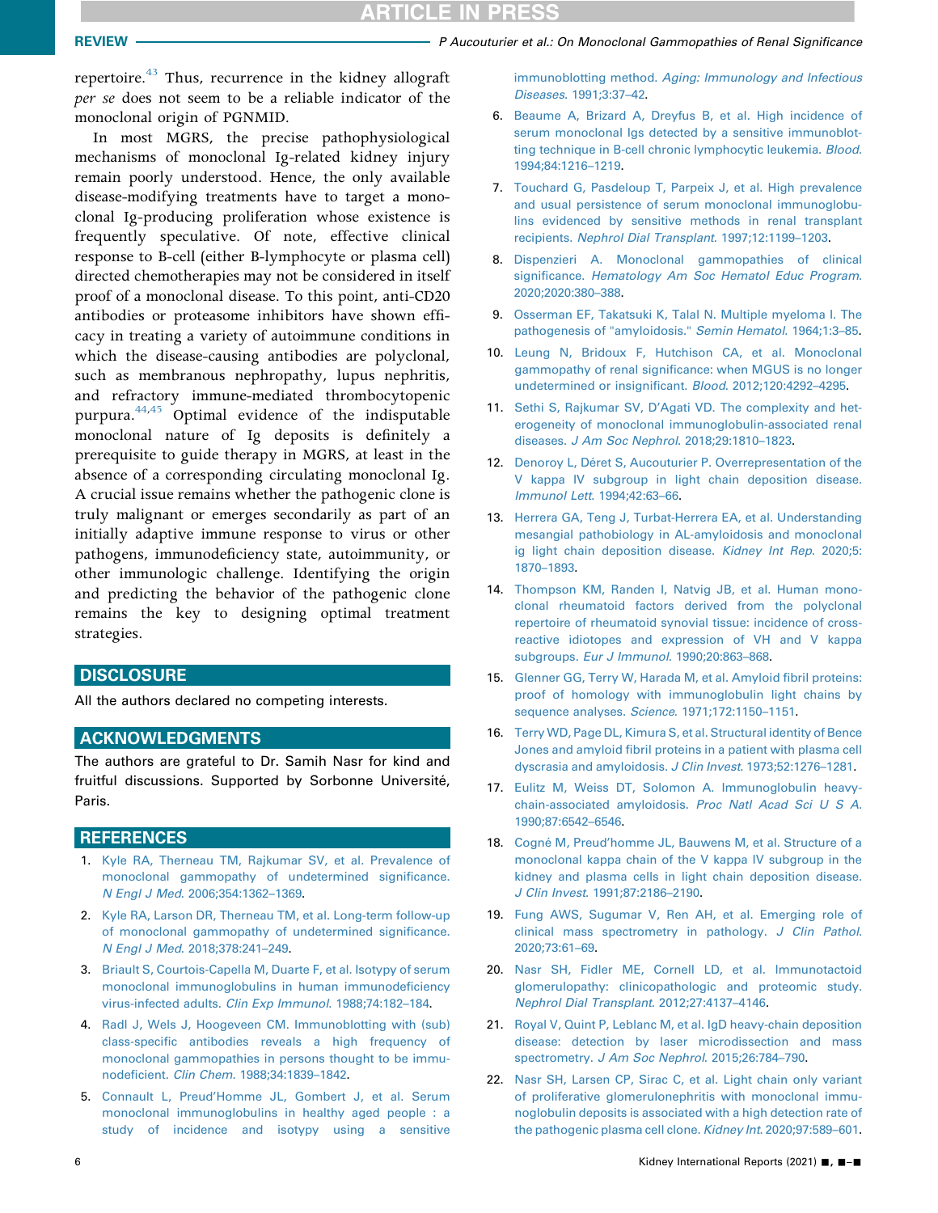repertoire.[43] Thus, recurrence in the kidney allograft *per se* does not seem to be a reliable indicator of the monoclonal origin of PGNMID.

In most MGRS, the precise pathophysiological mechanisms of monoclonal Ig-related kidney injury remain poorly understood. Hence, the only available disease-modifying treatments have to target a monoclonal Ig-producing proliferation whose existence is frequently speculative. Of note, effective clinical response to B-cell (either B-lymphocyte or plasma cell) directed chemotherapies may not be considered in itself proof of a monoclonal disease. To this point, anti-CD20 antibodies or proteasome inhibitors have shown efficacy in treating a variety of autoimmune conditions in which the disease-causing antibodies are polyclonal, such as membranous nephropathy, lupus nephritis, and refractory immune-mediated thrombocytopenic purpura.[44,45] Optimal evidence of the indisputable monoclonal nature of Ig deposits is definitely a prerequisite to guide therapy in MGRS, at least in the absence of a corresponding circulating monoclonal Ig. A crucial issue remains whether the pathogenic clone is truly malignant or emerges secondarily as part of an initially adaptive immune response to virus or other pathogens, immunodeficiency state, autoimmunity, or other immunologic challenge. Identifying the origin and predicting the behavior of the pathogenic clone remains the key to designing optimal treatment strategies.

## DISCLOSURE

All the authors declared no competing interests.

## ACKNOWLEDGMENTS

The authors are grateful to Dr. Samih Nasr for kind and fruitful discussions. Supported by Sorbonne Université, Paris.

## REFERENCES

1. Kyle RA, Therneau TM, Rajkumar SV, et al. Prevalence of monoclonal gammopathy of undetermined significance. *N Engl J Med*. 2006;354:1362–1369.
2. Kyle RA, Larson DR, Therneau TM, et al. Long-term follow-up of monoclonal gammopathy of undetermined significance. *N Engl J Med*. 2018;378:241–249.
3. Briault S, Courtois-Capella M, Duarte F, et al. Isotypy of serum monoclonal immunoglobulins in human immunodeficiency virus-infected adults. *Clin Exp Immunol*. 1988;74:182–184.
4. Radl J, Wels J, Hoogeveen CM. Immunoblotting with (sub) class-specific antibodies reveals a high frequency of monoclonal gammopathies in persons thought to be immunodeficient. *Clin Chem*. 1988;34:1839–1842.
5. Connault L, Preud'Homme JL, Gombert J, et al. Serum monoclonal immunoglobulins in healthy aged people : a study of incidence and isotypy using a sensitive immunoblotting method. *Aging: Immunology and Infectious Diseases*. 1991;3:37–42.
6. Beaume A, Brizard A, Dreyfus B, et al. High incidence of serum monoclonal Igs detected by a sensitive immunoblotting technique in B-cell chronic lymphocytic leukemia. *Blood*. 1994;84:1216–1219.
7. Touchard G, Pasdeloup T, Parpeix J, et al. High prevalence and usual persistence of serum monoclonal immunoglobulins evidenced by sensitive methods in renal transplant recipients. *Nephrol Dial Transplant*. 1997;12:1199–1203.
8. Dispenzieri A. Monoclonal gammopathies of clinical significance. *Hematology Am Soc Hematol Educ Program*. 2020;2020:380–388.
9. Osserman EF, Takatsuki K, Talal N. Multiple myeloma I. The pathogenesis of "amyloidosis." *Semin Hematol*. 1964;1:3–85.
10. Leung N, Bridoux F, Hutchison CA, et al. Monoclonal gammopathy of renal significance: when MGUS is no longer undetermined or insignificant. *Blood*. 2012;120:4292–4295.
11. Sethi S, Rajkumar SV, D'Agati VD. The complexity and heterogeneity of monoclonal immunoglobulin-associated renal diseases. *J Am Soc Nephrol*. 2018;29:1810–1823.
12. Denoroy L, Déret S, Aucouturier P. Overrepresentation of the V kappa IV subgroup in light chain deposition disease. *Immunol Lett*. 1994;42:63–66.
13. Herrera GA, Teng J, Turbat-Herrera EA, et al. Understanding mesangial pathobiology in AL-amyloidosis and monoclonal ig light chain deposition disease. *Kidney Int Rep*. 2020;5:1870–1893.
14. Thompson KM, Randen I, Natvig JB, et al. Human monoclonal rheumatoid factors derived from the polyclonal repertoire of rheumatoid synovial tissue: incidence of cross-reactive idiotopes and expression of VH and V kappa subgroups. *Eur J Immunol*. 1990;20:863–868.
15. Glenner GG, Terry W, Harada M, et al. Amyloid fibril proteins: proof of homology with immunoglobulin light chains by sequence analyses. *Science*. 1971;172:1150–1151.
16. Terry WD, Page DL, Kimura S, et al. Structural identity of Bence Jones and amyloid fibril proteins in a patient with plasma cell dyscrasia and amyloidosis. *J Clin Invest*. 1973;52:1276–1281.
17. Eulitz M, Weiss DT, Solomon A. Immunoglobulin heavy-chain-associated amyloidosis. *Proc Natl Acad Sci U S A*. 1990;87:6542–6546.
18. Cogné M, Preud'homme JL, Bauwens M, et al. Structure of a monoclonal kappa chain of the V kappa IV subgroup in the kidney and plasma cells in light chain deposition disease. *J Clin Invest*. 1991;87:2186–2190.
19. Fung AWS, Sugumar V, Ren AH, et al. Emerging role of clinical mass spectrometry in pathology. *J Clin Pathol*. 2020;73:61–69.
20. Nasr SH, Fidler ME, Cornell LD, et al. Immunotactoid glomerulopathy: clinicopathologic and proteomic study. *Nephrol Dial Transplant*. 2012;27:4137–4146.
21. Royal V, Quint P, Leblanc M, et al. IgD heavy-chain deposition disease: detection by laser microdissection and mass spectrometry. *J Am Soc Nephrol*. 2015;26:784–790.
22. Nasr SH, Larsen CP, Sirac C, et al. Light chain only variant of proliferative glomerulonephritis with monoclonal immunoglobulin deposits is associated with a high detection rate of the pathogenic plasma cell clone. *Kidney Int*. 2020;97:589–601.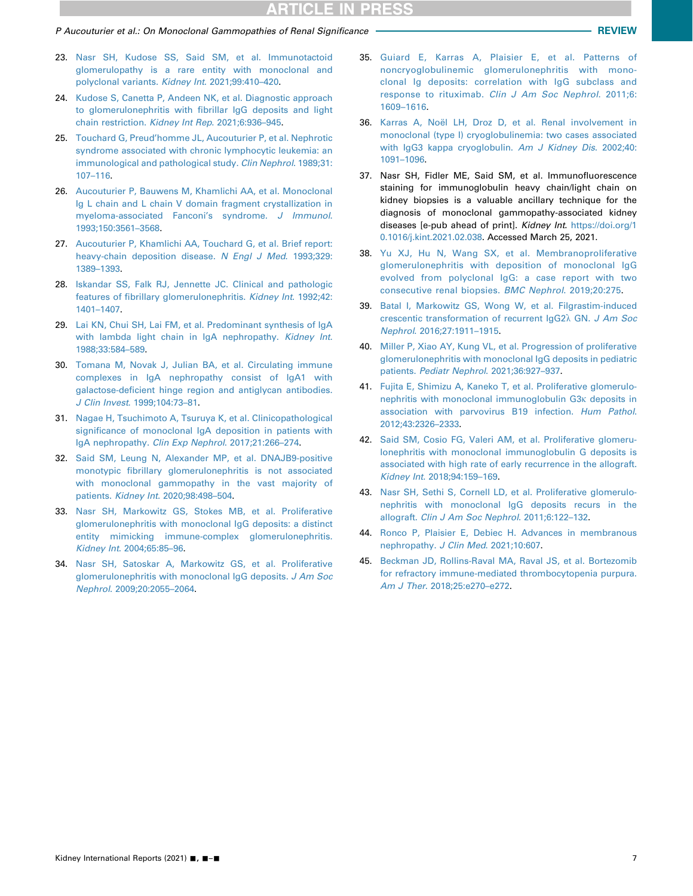23. Nasr SH, Kudose SS, Said SM, et al. Immunotactoid glomerulopathy is a rare entity with monoclonal and polyclonal variants. *Kidney Int*. 2021;99:410–420.
24. Kudose S, Canetta P, Andeen NK, et al. Diagnostic approach to glomerulonephritis with fibrillar IgG deposits and light chain restriction. *Kidney Int Rep*. 2021;6:936–945.
25. Touchard G, Preud'homme JL, Aucouturier P, et al. Nephrotic syndrome associated with chronic lymphocytic leukemia: an immunological and pathological study. *Clin Nephrol*. 1989;31:107–116.
26. Aucouturier P, Bauwens M, Khamlichi AA, et al. Monoclonal Ig L chain and L chain V domain fragment crystallization in myeloma-associated Fanconi's syndrome. *J Immunol*. 1993;150:3561–3568.
27. Aucouturier P, Khamlichi AA, Touchard G, et al. Brief report: heavy-chain deposition disease. *N Engl J Med*. 1993;329:1389–1393.
28. Iskandar SS, Falk RJ, Jennette JC. Clinical and pathologic features of fibrillary glomerulonephritis. *Kidney Int*. 1992;42:1401–1407.
29. Lai KN, Chui SH, Lai FM, et al. Predominant synthesis of IgA with lambda light chain in IgA nephropathy. *Kidney Int*. 1988;33:584–589.
30. Tomana M, Novak J, Julian BA, et al. Circulating immune complexes in IgA nephropathy consist of IgA1 with galactose-deficient hinge region and antiglycan antibodies. *J Clin Invest*. 1999;104:73–81.
31. Nagae H, Tsuchimoto A, Tsuruya K, et al. Clinicopathological significance of monoclonal IgA deposition in patients with IgA nephropathy. *Clin Exp Nephrol*. 2017;21:266–274.
32. Said SM, Leung N, Alexander MP, et al. DNAJB9-positive monotypic fibrillary glomerulonephritis is not associated with monoclonal gammopathy in the vast majority of patients. *Kidney Int*. 2020;98:498–504.
33. Nasr SH, Markowitz GS, Stokes MB, et al. Proliferative glomerulonephritis with monoclonal IgG deposits: a distinct entity mimicking immune-complex glomerulonephritis. *Kidney Int*. 2004;65:85–96.
34. Nasr SH, Satoskar A, Markowitz GS, et al. Proliferative glomerulonephritis with monoclonal IgG deposits. *J Am Soc Nephrol*. 2009;20:2055–2064.
35. Guiard E, Karras A, Plaisier E, et al. Patterns of noncryoglobulinemic glomerulonephritis with monoclonal Ig deposits: correlation with IgG subclass and response to rituximab. *Clin J Am Soc Nephrol*. 2011;6:1609–1616.
36. Karras A, Noël LH, Droz D, et al. Renal involvement in monoclonal (type I) cryoglobulinemia: two cases associated with IgG3 kappa cryoglobulin. *Am J Kidney Dis*. 2002;40:1091–1096.
37. Nasr SH, Fidler ME, Said SM, et al. Immunofluorescence staining for immunoglobulin heavy chain/light chain on kidney biopsies is a valuable ancillary technique for the diagnosis of monoclonal gammopathy-associated kidney diseases [e-pub ahead of print]. *Kidney Int*. https://doi.org/10.1016/j.kint.2021.02.038. Accessed March 25, 2021.
38. Yu XJ, Hu N, Wang SX, et al. Membranoproliferative glomerulonephritis with deposition of monoclonal IgG evolved from polyclonal IgG: a case report with two consecutive renal biopsies. *BMC Nephrol*. 2019;20:275.
39. Batal I, Markowitz GS, Wong W, et al. Filgrastim-induced crescentic transformation of recurrent IgG2λ GN. *J Am Soc Nephrol*. 2016;27:1911–1915.
40. Miller P, Xiao AY, Kung VL, et al. Progression of proliferative glomerulonephritis with monoclonal IgG deposits in pediatric patients. *Pediatr Nephrol*. 2021;36:927–937.
41. Fujita E, Shimizu A, Kaneko T, et al. Proliferative glomerulonephritis with monoclonal immunoglobulin G3κ deposits in association with parvovirus B19 infection. *Hum Pathol*. 2012;43:2326–2333.
42. Said SM, Cosio FG, Valeri AM, et al. Proliferative glomerulonephritis with monoclonal immunoglobulin G deposits is associated with high rate of early recurrence in the allograft. *Kidney Int*. 2018;94:159–169.
43. Nasr SH, Sethi S, Cornell LD, et al. Proliferative glomerulonephritis with monoclonal IgG deposits recurs in the allograft. *Clin J Am Soc Nephrol*. 2011;6:122–132.
44. Ronco P, Plaisier E, Debiec H. Advances in membranous nephropathy. *J Clin Med*. 2021;10:607.
45. Beckman JD, Rollins-Raval MA, Raval JS, et al. Bortezomib for refractory immune-mediated thrombocytopenia purpura. *Am J Ther*. 2018;25:e270–e272.